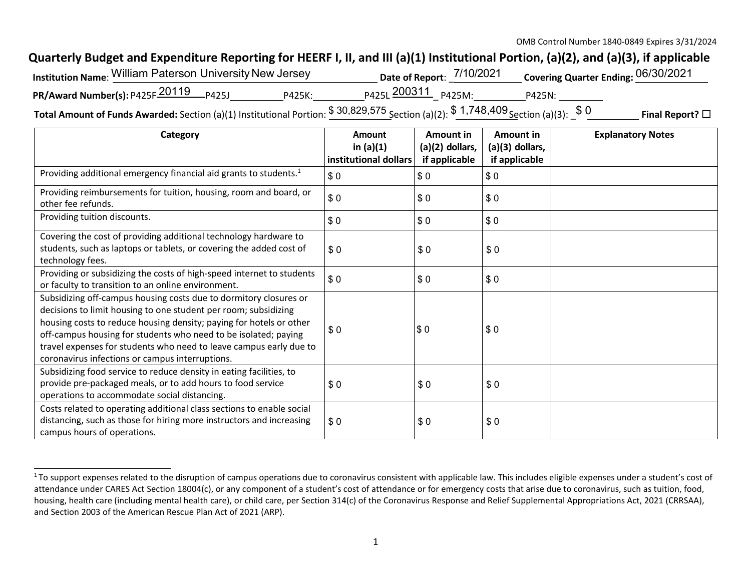OMB Control Number 1840-0849 Expires 3/31/2024

# Quarterly Budget and Expenditure Reporting for HEERF I, II, and III (a)(1) Institutional Portion, (a)(2), and (a)(3), if applicable

**Institution Name**: William Paterson University New Jersey **Date of Report**: 7/10/2021 **Covering Quarter Ending:** 06/30/2021

**PR/Award Number(s):** P425F 20119 P425J\_\_\_\_\_\_\_\_ P425K:\_\_\_\_\_\_\_\_ P425L 200311 P425M:\_\_\_\_\_\_\_\_ P425N:\_\_\_\_\_\_\_\_

**Total Amount of Funds Awarded:** Section (a)(1) Institutional Portion: $ 30,829,575 Section (a)(2): $ 1,748,409 Section (a)(3): $ 0 **Final Report?** ☐

| Category | Amount in (a)(1) institutional dollars | Amount in (a)(2) dollars, if applicable | Amount in (a)(3) dollars, if applicable | Explanatory Notes |
|---|---|---|---|---|
| Providing additional emergency financial aid grants to students.[1] | $ 0 | $ 0 | $ 0 | |
| Providing reimbursements for tuition, housing, room and board, or other fee refunds. | $ 0 | $ 0 | $ 0 | |
| Providing tuition discounts. | $ 0 | $ 0 | $ 0 | |
| Covering the cost of providing additional technology hardware to students, such as laptops or tablets, or covering the added cost of technology fees. | $ 0 | $ 0 | $ 0 | |
| Providing or subsidizing the costs of high-speed internet to students or faculty to transition to an online environment. | $ 0 | $ 0 | $ 0 | |
| Subsidizing off-campus housing costs due to dormitory closures or decisions to limit housing to one student per room; subsidizing housing costs to reduce housing density; paying for hotels or other off-campus housing for students who need to be isolated; paying travel expenses for students who need to leave campus early due to coronavirus infections or campus interruptions. | $ 0 | $ 0 | $ 0 | |
| Subsidizing food service to reduce density in eating facilities, to provide pre-packaged meals, or to add hours to food service operations to accommodate social distancing. | $ 0 | $ 0 | $ 0 | |
| Costs related to operating additional class sections to enable social distancing, such as those for hiring more instructors and increasing campus hours of operations. | $ 0 | $ 0 | $ 0 | |

[1] To support expenses related to the disruption of campus operations due to coronavirus consistent with applicable law. This includes eligible expenses under a student's cost of attendance under CARES Act Section 18004(c), or any component of a student's cost of attendance or for emergency costs that arise due to coronavirus, such as tuition, food, housing, health care (including mental health care), or child care, per Section 314(c) of the Coronavirus Response and Relief Supplemental Appropriations Act, 2021 (CRRSAA), and Section 2003 of the American Rescue Plan Act of 2021 (ARP).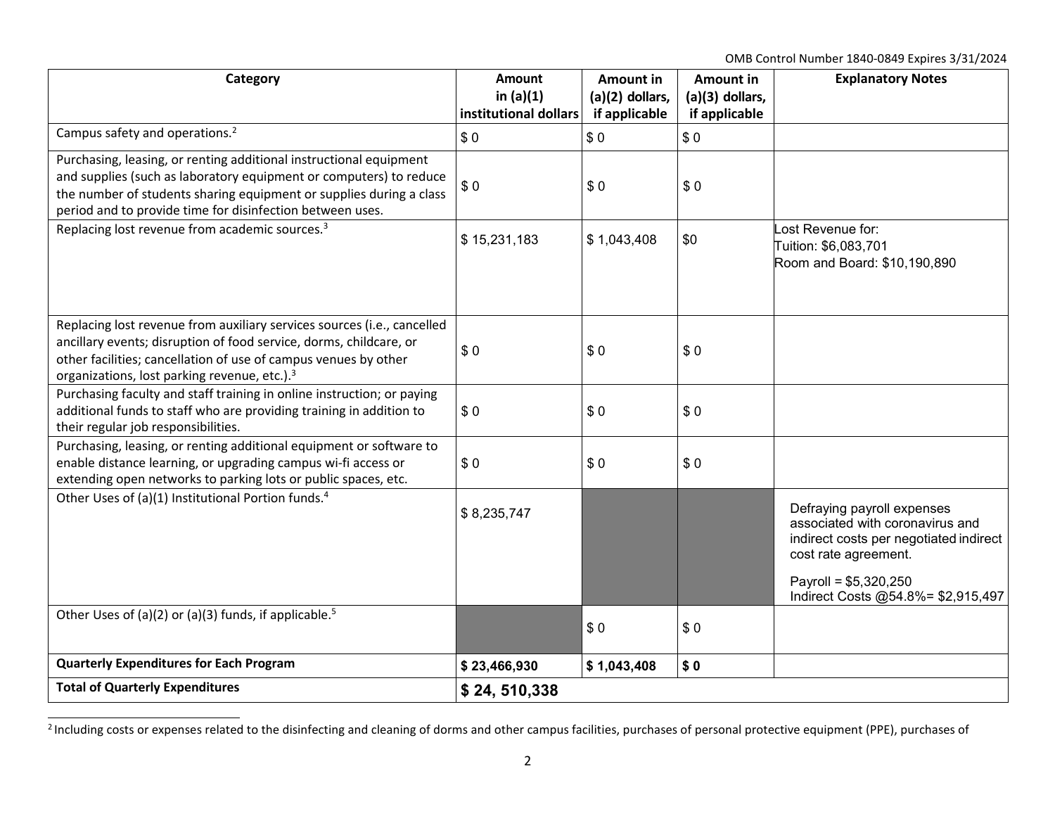OMB Control Number 1840-0849 Expires 3/31/2024

| Category | Amount in (a)(1) institutional dollars | Amount in (a)(2) dollars, if applicable | Amount in (a)(3) dollars, if applicable | Explanatory Notes |
|---|---|---|---|---|
| Campus safety and operations.[2] | $ 0 | $ 0 | $ 0 | |
| Purchasing, leasing, or renting additional instructional equipment and supplies (such as laboratory equipment or computers) to reduce the number of students sharing equipment or supplies during a class period and to provide time for disinfection between uses. | $ 0 | $ 0 | $ 0 | |
| Replacing lost revenue from academic sources.[3] | $ 15,231,183 | $ 1,043,408 | $0 | Lost Revenue for:<br>Tuition: $6,083,701<br>Room and Board: $10,190,890 |
| Replacing lost revenue from auxiliary services sources (i.e., cancelled ancillary events; disruption of food service, dorms, childcare, or other facilities; cancellation of use of campus venues by other organizations, lost parking revenue, etc.).[3] | $ 0 | $ 0 | $ 0 | |
| Purchasing faculty and staff training in online instruction; or paying additional funds to staff who are providing training in addition to their regular job responsibilities. | $ 0 | $ 0 | $ 0 | |
| Purchasing, leasing, or renting additional equipment or software to enable distance learning, or upgrading campus wi-fi access or extending open networks to parking lots or public spaces, etc. | $ 0 | $ 0 | $ 0 | |
| Other Uses of (a)(1) Institutional Portion funds.[4] | $ 8,235,747 | | | Defraying payroll expenses associated with coronavirus and indirect costs per negotiated indirect cost rate agreement.<br>Payroll = $5,320,250<br>Indirect Costs @54.8%= $2,915,497 |
| Other Uses of (a)(2) or (a)(3) funds, if applicable.[5] | | $ 0 | $ 0 | |
| **Quarterly Expenditures for Each Program** | **$ 23,466,930** | **$ 1,043,408** | **$ 0** | |
| **Total of Quarterly Expenditures** | **$ 24, 510,338** | | | |

[2] Including costs or expenses related to the disinfecting and cleaning of dorms and other campus facilities, purchases of personal protective equipment (PPE), purchases of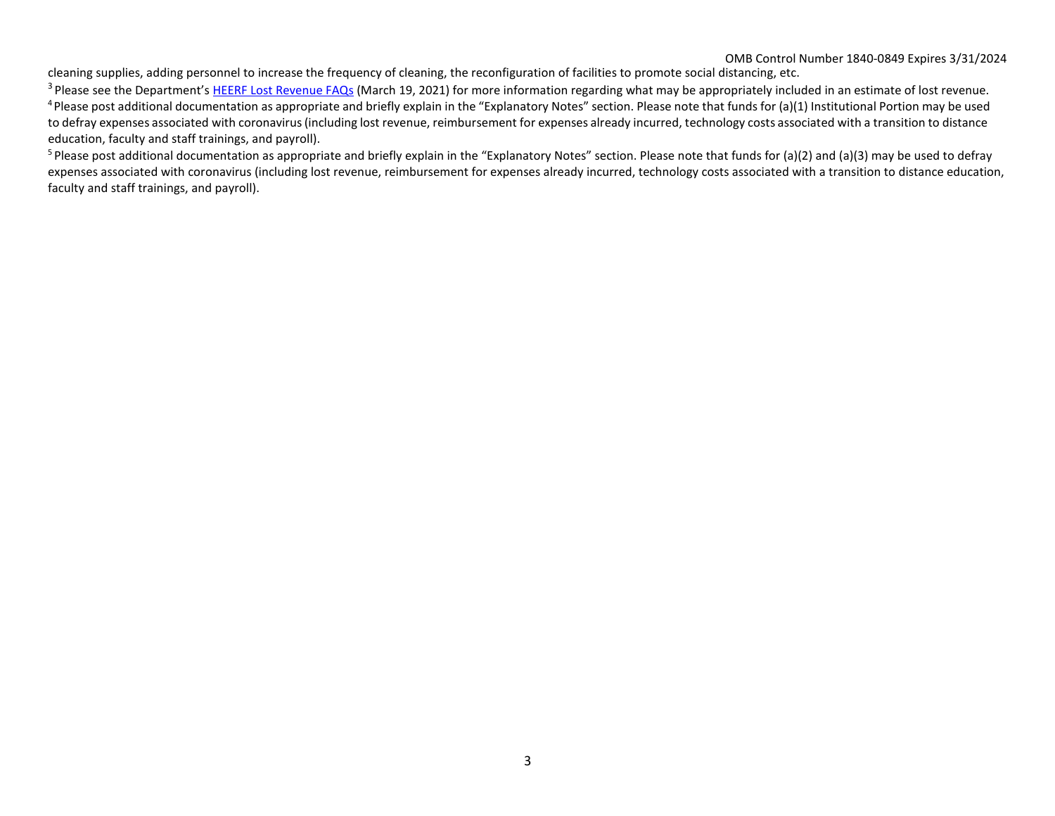cleaning supplies, adding personnel to increase the frequency of cleaning, the reconfiguration of facilities to promote social distancing, etc.

[3] Please see the Department's HEERF Lost Revenue FAQs (March 19, 2021) for more information regarding what may be appropriately included in an estimate of lost revenue.

[4] Please post additional documentation as appropriate and briefly explain in the "Explanatory Notes" section. Please note that funds for (a)(1) Institutional Portion may be used to defray expenses associated with coronavirus (including lost revenue, reimbursement for expenses already incurred, technology costs associated with a transition to distance education, faculty and staff trainings, and payroll).

[5] Please post additional documentation as appropriate and briefly explain in the "Explanatory Notes" section. Please note that funds for (a)(2) and (a)(3) may be used to defray expenses associated with coronavirus (including lost revenue, reimbursement for expenses already incurred, technology costs associated with a transition to distance education, faculty and staff trainings, and payroll).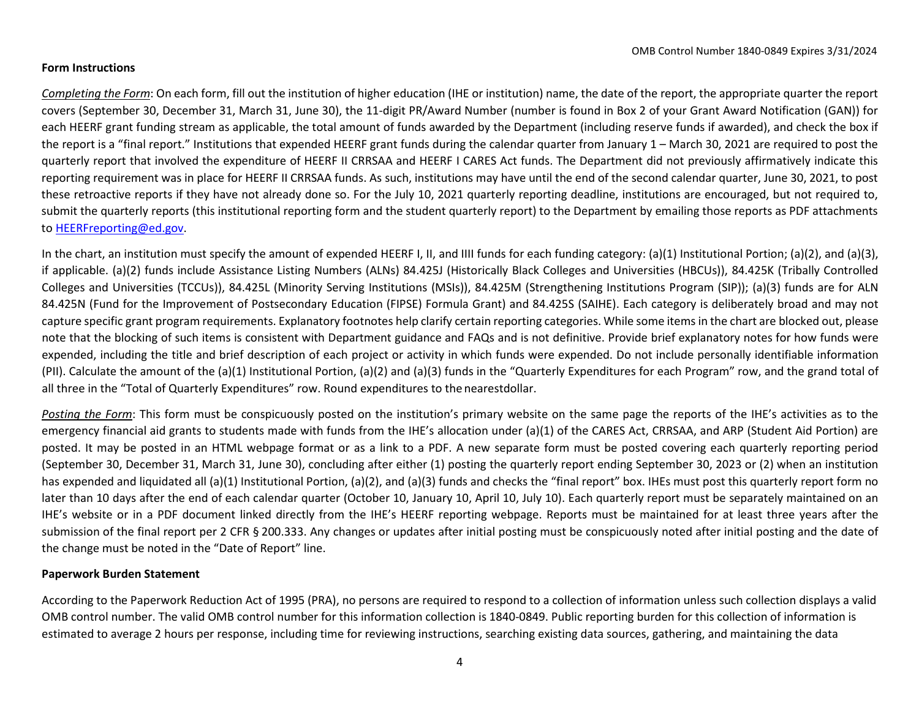## Form Instructions

*Completing the Form*: On each form, fill out the institution of higher education (IHE or institution) name, the date of the report, the appropriate quarter the report covers (September 30, December 31, March 31, June 30), the 11-digit PR/Award Number (number is found in Box 2 of your Grant Award Notification (GAN)) for each HEERF grant funding stream as applicable, the total amount of funds awarded by the Department (including reserve funds if awarded), and check the box if the report is a "final report." Institutions that expended HEERF grant funds during the calendar quarter from January 1 – March 30, 2021 are required to post the quarterly report that involved the expenditure of HEERF II CRRSAA and HEERF I CARES Act funds. The Department did not previously affirmatively indicate this reporting requirement was in place for HEERF II CRRSAA funds. As such, institutions may have until the end of the second calendar quarter, June 30, 2021, to post these retroactive reports if they have not already done so. For the July 10, 2021 quarterly reporting deadline, institutions are encouraged, but not required to, submit the quarterly reports (this institutional reporting form and the student quarterly report) to the Department by emailing those reports as PDF attachments to HEERFreporting@ed.gov.

In the chart, an institution must specify the amount of expended HEERF I, II, and IIII funds for each funding category: (a)(1) Institutional Portion; (a)(2), and (a)(3), if applicable. (a)(2) funds include Assistance Listing Numbers (ALNs) 84.425J (Historically Black Colleges and Universities (HBCUs)), 84.425K (Tribally Controlled Colleges and Universities (TCCUs)), 84.425L (Minority Serving Institutions (MSIs)), 84.425M (Strengthening Institutions Program (SIP)); (a)(3) funds are for ALN 84.425N (Fund for the Improvement of Postsecondary Education (FIPSE) Formula Grant) and 84.425S (SAIHE). Each category is deliberately broad and may not capture specific grant program requirements. Explanatory footnotes help clarify certain reporting categories. While some items in the chart are blocked out, please note that the blocking of such items is consistent with Department guidance and FAQs and is not definitive. Provide brief explanatory notes for how funds were expended, including the title and brief description of each project or activity in which funds were expended. Do not include personally identifiable information (PII). Calculate the amount of the (a)(1) Institutional Portion, (a)(2) and (a)(3) funds in the "Quarterly Expenditures for each Program" row, and the grand total of all three in the "Total of Quarterly Expenditures" row. Round expenditures to the nearestdollar.

*Posting the Form*: This form must be conspicuously posted on the institution's primary website on the same page the reports of the IHE's activities as to the emergency financial aid grants to students made with funds from the IHE's allocation under (a)(1) of the CARES Act, CRRSAA, and ARP (Student Aid Portion) are posted. It may be posted in an HTML webpage format or as a link to a PDF. A new separate form must be posted covering each quarterly reporting period (September 30, December 31, March 31, June 30), concluding after either (1) posting the quarterly report ending September 30, 2023 or (2) when an institution has expended and liquidated all (a)(1) Institutional Portion, (a)(2), and (a)(3) funds and checks the "final report" box. IHEs must post this quarterly report form no later than 10 days after the end of each calendar quarter (October 10, January 10, April 10, July 10). Each quarterly report must be separately maintained on an IHE's website or in a PDF document linked directly from the IHE's HEERF reporting webpage. Reports must be maintained for at least three years after the submission of the final report per 2 CFR § 200.333. Any changes or updates after initial posting must be conspicuously noted after initial posting and the date of the change must be noted in the "Date of Report" line.

## Paperwork Burden Statement

According to the Paperwork Reduction Act of 1995 (PRA), no persons are required to respond to a collection of information unless such collection displays a valid OMB control number. The valid OMB control number for this information collection is 1840-0849. Public reporting burden for this collection of information is estimated to average 2 hours per response, including time for reviewing instructions, searching existing data sources, gathering, and maintaining the data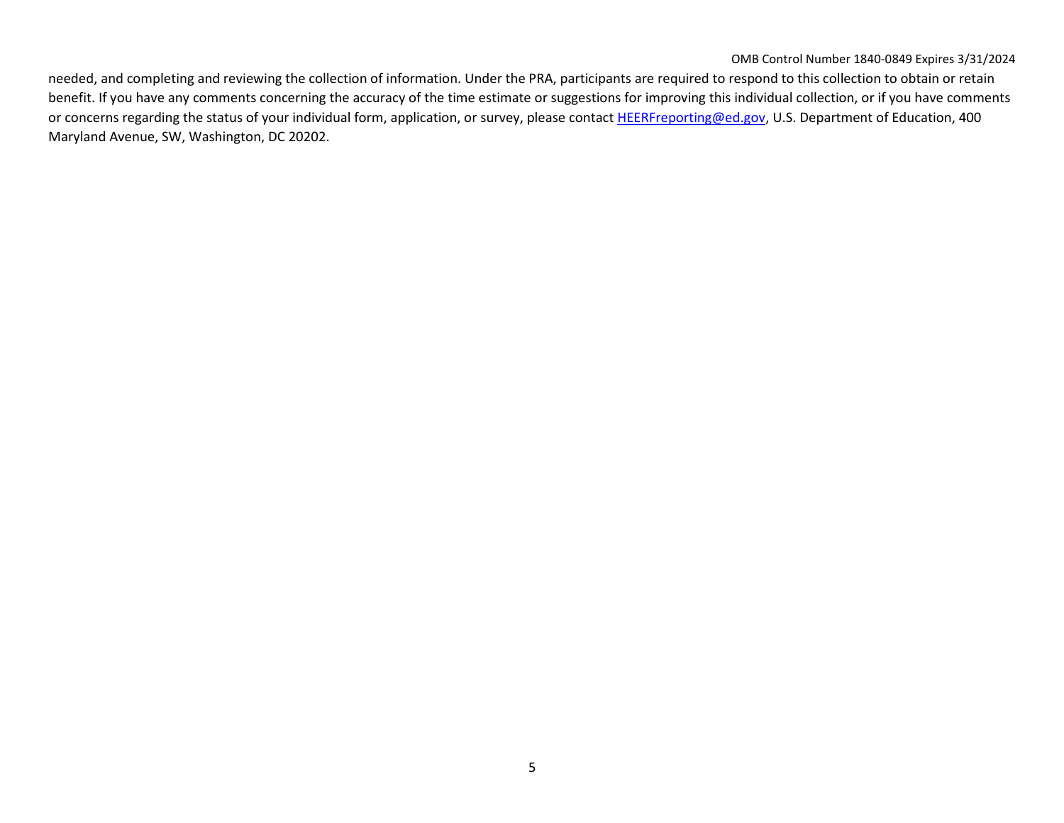needed, and completing and reviewing the collection of information. Under the PRA, participants are required to respond to this collection to obtain or retain benefit. If you have any comments concerning the accuracy of the time estimate or suggestions for improving this individual collection, or if you have comments or concerns regarding the status of your individual form, application, or survey, please contact [HEERFreporting@ed.gov](mailto:HEERFreporting@ed.gov), U.S. Department of Education, 400 Maryland Avenue, SW, Washington, DC 20202.